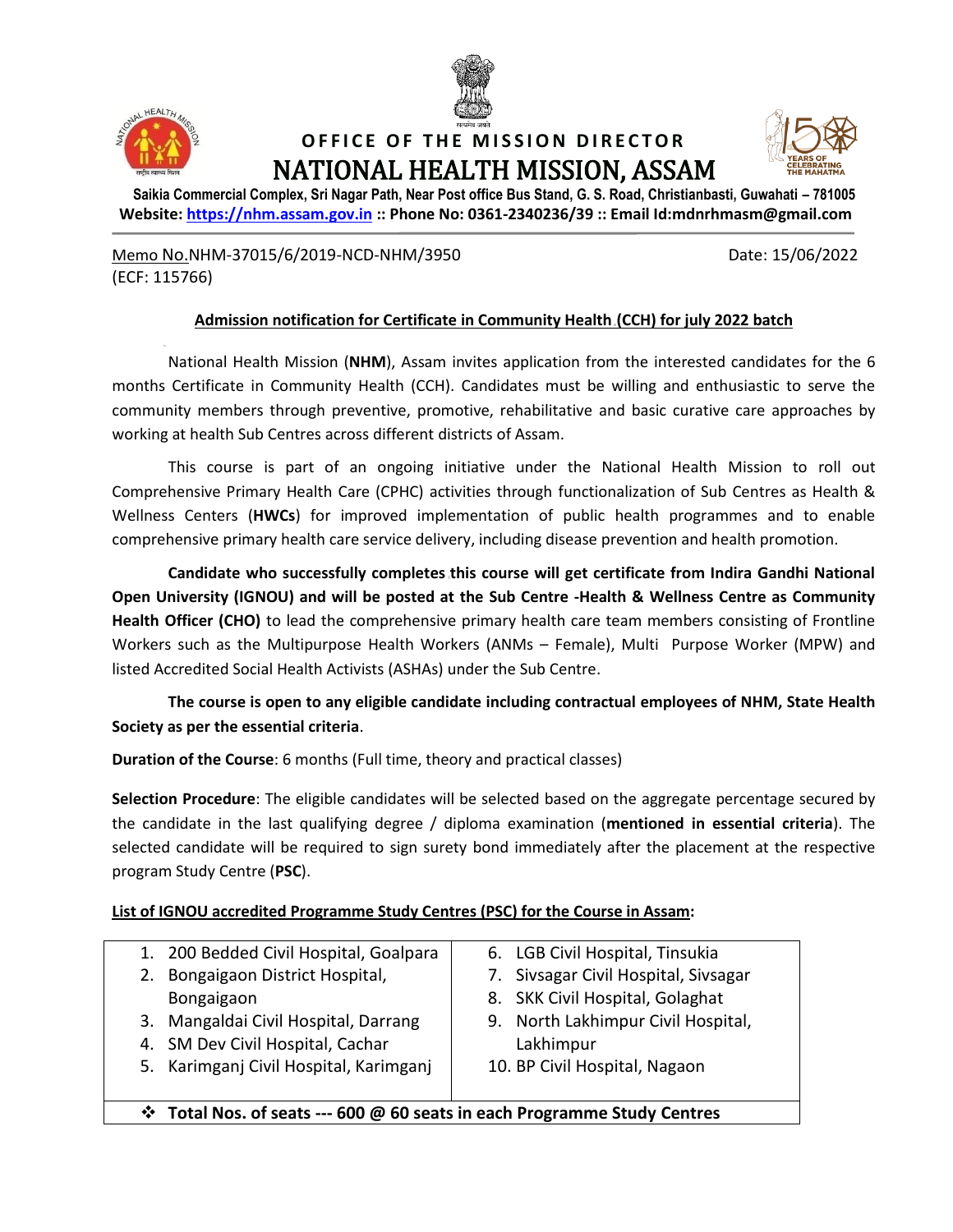# OFFICE OF THE MISSION DIRECTOR
# NATIONAL HEALTH MISSION, ASSAM

**Saikia Commercial Complex, Sri Nagar Path, Near Post office Bus Stand, G. S. Road, Christianbasti, Guwahati – 781005**
**Website: https://nhm.assam.gov.in :: Phone No: 0361-2340236/39 :: Email Id:mdnrhmasm@gmail.com**

Memo No.NHM-37015/6/2019-NCD-NHM/3950
(ECF: 115766)

Date: 15/06/2022

## Admission notification for Certificate in Community Health (CCH) for july 2022 batch

National Health Mission (**NHM**), Assam invites application from the interested candidates for the 6 months Certificate in Community Health (CCH). Candidates must be willing and enthusiastic to serve the community members through preventive, promotive, rehabilitative and basic curative care approaches by working at health Sub Centres across different districts of Assam.

This course is part of an ongoing initiative under the National Health Mission to roll out Comprehensive Primary Health Care (CPHC) activities through functionalization of Sub Centres as Health & Wellness Centers (**HWCs**) for improved implementation of public health programmes and to enable comprehensive primary health care service delivery, including disease prevention and health promotion.

**Candidate who successfully completes this course will get certificate from Indira Gandhi National Open University (IGNOU) and will be posted at the Sub Centre -Health & Wellness Centre as Community Health Officer (CHO)** to lead the comprehensive primary health care team members consisting of Frontline Workers such as the Multipurpose Health Workers (ANMs – Female), Multi Purpose Worker (MPW) and listed Accredited Social Health Activists (ASHAs) under the Sub Centre.

**The course is open to any eligible candidate including contractual employees of NHM, State Health Society as per the essential criteria**.

**Duration of the Course**: 6 months (Full time, theory and practical classes)

**Selection Procedure**: The eligible candidates will be selected based on the aggregate percentage secured by the candidate in the last qualifying degree / diploma examination (**mentioned in essential criteria**). The selected candidate will be required to sign surety bond immediately after the placement at the respective program Study Centre (**PSC**).

**List of IGNOU accredited Programme Study Centres (PSC) for the Course in Assam:**

| | |
|---|---|
| 1. 200 Bedded Civil Hospital, Goalpara | 6. LGB Civil Hospital, Tinsukia |
| 2. Bongaigaon District Hospital, Bongaigaon | 7. Sivsagar Civil Hospital, Sivsagar |
| 3. Mangaldai Civil Hospital, Darrang | 8. SKK Civil Hospital, Golaghat |
| 4. SM Dev Civil Hospital, Cachar | 9. North Lakhimpur Civil Hospital, Lakhimpur |
| 5. Karimganj Civil Hospital, Karimganj | 10. BP Civil Hospital, Nagaon |
| ❖ **Total Nos. of seats --- 600 @ 60 seats in each Programme Study Centres** | |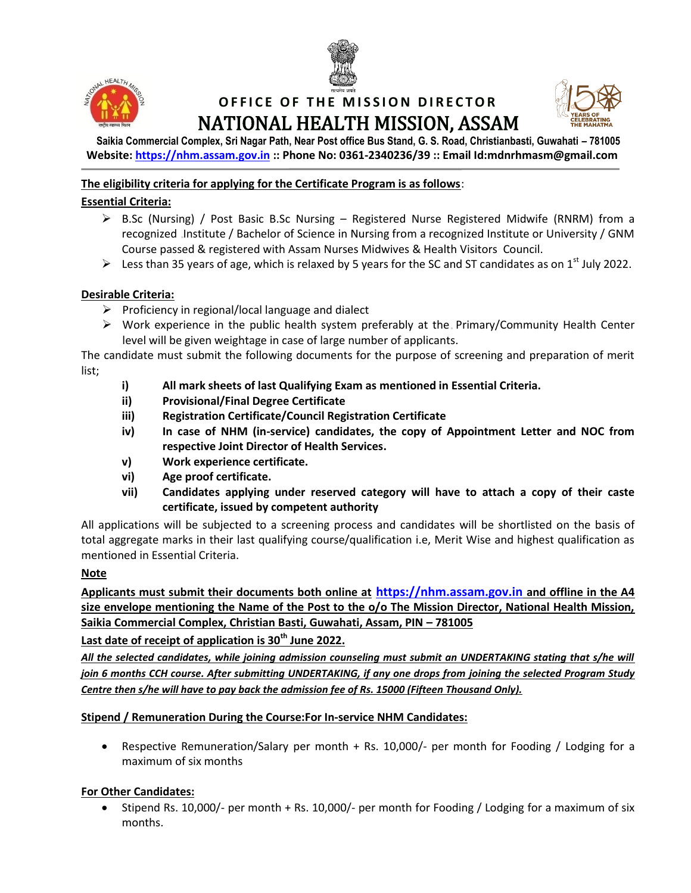# OFFICE OF THE MISSION DIRECTOR

# NATIONAL HEALTH MISSION, ASSAM

**Saikia Commercial Complex, Sri Nagar Path, Near Post office Bus Stand, G. S. Road, Christianbasti, Guwahati – 781005**
**Website: https://nhm.assam.gov.in :: Phone No: 0361-2340236/39 :: Email Id:mdnrhmasm@gmail.com**

**The eligibility criteria for applying for the Certificate Program is as follows**:

**Essential Criteria:**

- B.Sc (Nursing) / Post Basic B.Sc Nursing – Registered Nurse Registered Midwife (RNRM) from a recognized Institute / Bachelor of Science in Nursing from a recognized Institute or University / GNM Course passed & registered with Assam Nurses Midwives & Health Visitors Council.
- Less than 35 years of age, which is relaxed by 5 years for the SC and ST candidates as on 1st July 2022.

**Desirable Criteria:**

- Proficiency in regional/local language and dialect
- Work experience in the public health system preferably at the Primary/Community Health Center level will be given weightage in case of large number of applicants.

The candidate must submit the following documents for the purpose of screening and preparation of merit list;

i) **All mark sheets of last Qualifying Exam as mentioned in Essential Criteria.**
ii) **Provisional/Final Degree Certificate**
iii) **Registration Certificate/Council Registration Certificate**
iv) **In case of NHM (in-service) candidates, the copy of Appointment Letter and NOC from respective Joint Director of Health Services.**
v) **Work experience certificate.**
vi) **Age proof certificate.**
vii) **Candidates applying under reserved category will have to attach a copy of their caste certificate, issued by competent authority**

All applications will be subjected to a screening process and candidates will be shortlisted on the basis of total aggregate marks in their last qualifying course/qualification i.e, Merit Wise and highest qualification as mentioned in Essential Criteria.

**Note**

**Applicants must submit their documents both online at https://nhm.assam.gov.in and offline in the A4 size envelope mentioning the Name of the Post to the o/o The Mission Director, National Health Mission, Saikia Commercial Complex, Christian Basti, Guwahati, Assam, PIN – 781005**

**Last date of receipt of application is 30th June 2022.**

***All the selected candidates, while joining admission counseling must submit an UNDERTAKING stating that s/he will join 6 months CCH course. After submitting UNDERTAKING, if any one drops from joining the selected Program Study Centre then s/he will have to pay back the admission fee of Rs. 15000 (Fifteen Thousand Only).***

**Stipend / Remuneration During the Course:For In-service NHM Candidates:**

- Respective Remuneration/Salary per month + Rs. 10,000/- per month for Fooding / Lodging for a maximum of six months

**For Other Candidates:**

- Stipend Rs. 10,000/- per month + Rs. 10,000/- per month for Fooding / Lodging for a maximum of six months.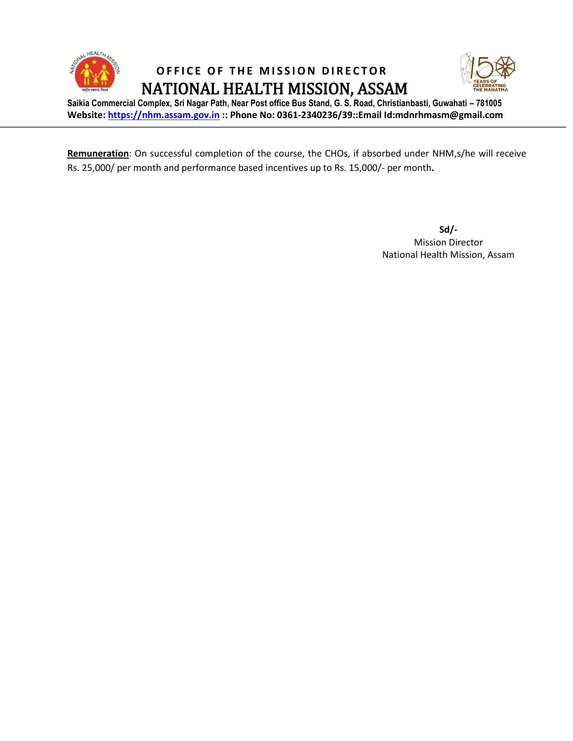**Remuneration**: On successful completion of the course, the CHOs, if absorbed under NHM,s/he will receive Rs. 25,000/ per month and performance based incentives up to Rs. 15,000/- per month**.**

**Sd/-**
Mission Director
National Health Mission, Assam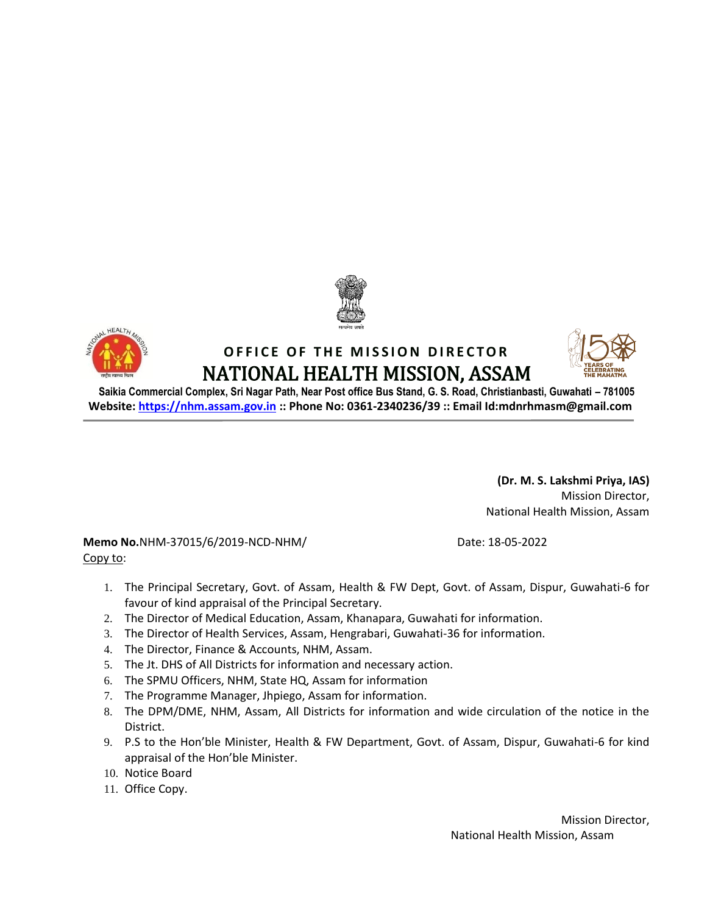# OFFICE OF THE MISSION DIRECTOR
# NATIONAL HEALTH MISSION, ASSAM

**Saikia Commercial Complex, Sri Nagar Path, Near Post office Bus Stand, G. S. Road, Christianbasti, Guwahati – 781005**
**Website: https://nhm.assam.gov.in :: Phone No: 0361-2340236/39 :: Email Id:mdnrhmasm@gmail.com**

---

**(Dr. M. S. Lakshmi Priya, IAS)**
Mission Director,
National Health Mission, Assam

**Memo No.**NHM-37015/6/2019-NCD-NHM/ Date: 18-05-2022

Copy to:

1. The Principal Secretary, Govt. of Assam, Health & FW Dept, Govt. of Assam, Dispur, Guwahati-6 for favour of kind appraisal of the Principal Secretary.
2. The Director of Medical Education, Assam, Khanapara, Guwahati for information.
3. The Director of Health Services, Assam, Hengrabari, Guwahati-36 for information.
4. The Director, Finance & Accounts, NHM, Assam.
5. The Jt. DHS of All Districts for information and necessary action.
6. The SPMU Officers, NHM, State HQ, Assam for information
7. The Programme Manager, Jhpiego, Assam for information.
8. The DPM/DME, NHM, Assam, All Districts for information and wide circulation of the notice in the District.
9. P.S to the Hon'ble Minister, Health & FW Department, Govt. of Assam, Dispur, Guwahati-6 for kind appraisal of the Hon'ble Minister.
10. Notice Board
11. Office Copy.

Mission Director,
National Health Mission, Assam